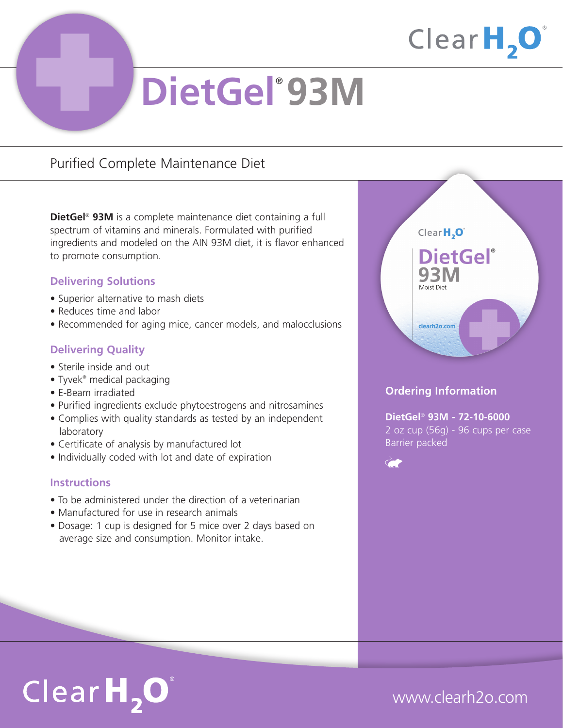# DietGel® 93M

## Purified Complete Maintenance Diet

**DietGel® 93M** is a complete maintenance diet containing a full spectrum of vitamins and minerals. Formulated with purified ingredients and modeled on the AIN 93M diet, it is flavor enhanced to promote consumption.

### Delivering Solutions

- Superior alternative to mash diets
- Reduces time and labor
- Recommended for aging mice, cancer models, and malocclusions

### Delivering Quality

- Sterile inside and out
- Tyvek® medical packaging
- E-Beam irradiated
- Purified ingredients exclude phytoestrogens and nitrosamines
- Complies with quality standards as tested by an independent laboratory
- Certificate of analysis by manufactured lot
- Individually coded with lot and date of expiration

### Instructions

- To be administered under the direction of a veterinarian
- Manufactured for use in research animals
- Dosage: 1 cup is designed for 5 mice over 2 days based on average size and consumption. Monitor intake.

### Ordering Information

**DietGel® 93M - 72-10-6000**
2 oz cup (56g) - 96 cups per case
Barrier packed

www.clearh2o.com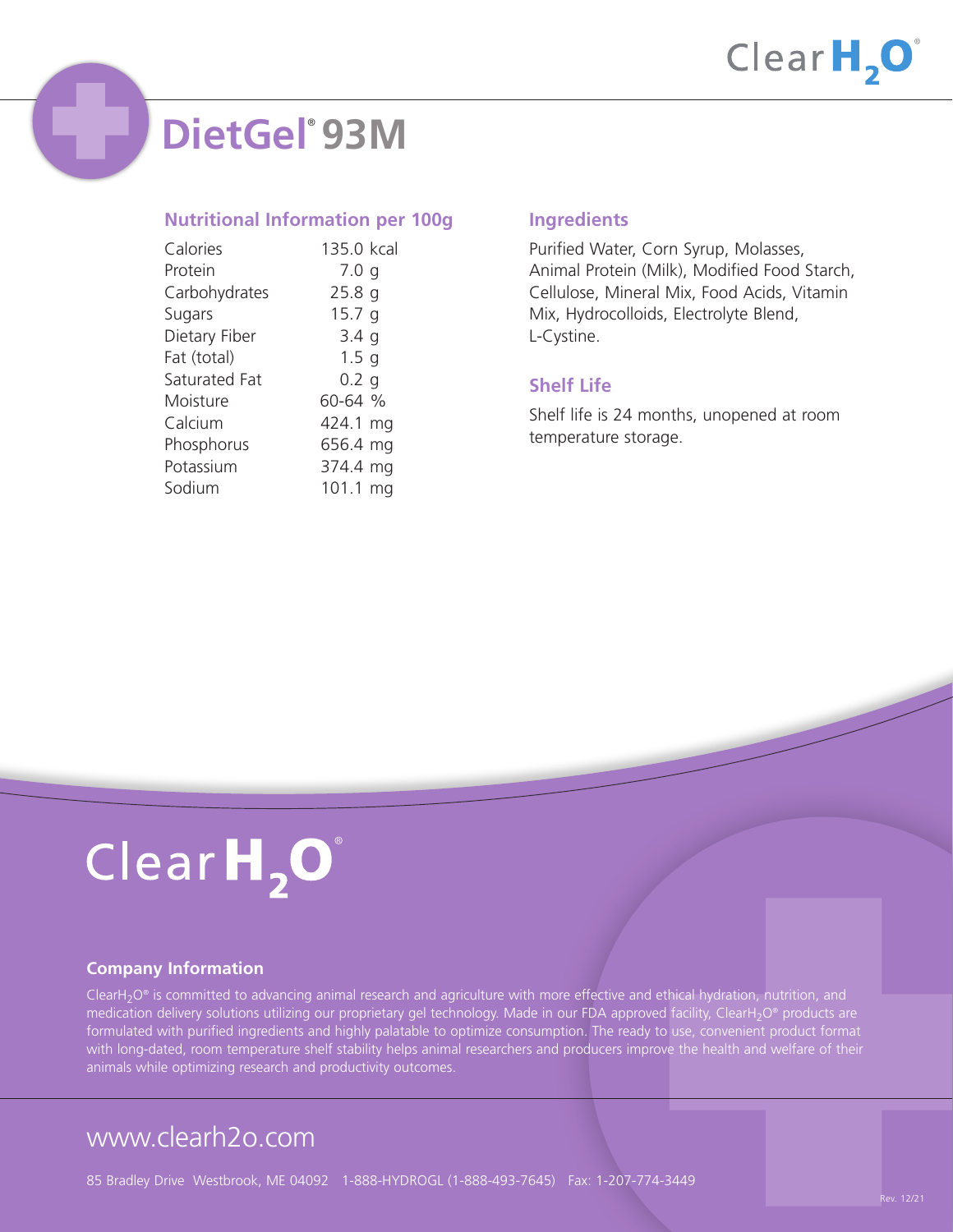Clear $H_2O$®

# DietGel® 93M

## Nutritional Information per 100g

| | |
|---|---|
| Calories | 135.0 kcal |
| Protein | 7.0 g |
| Carbohydrates | 25.8 g |
| Sugars | 15.7 g |
| Dietary Fiber | 3.4 g |
| Fat (total) | 1.5 g |
| Saturated Fat | 0.2 g |
| Moisture | 60-64 % |
| Calcium | 424.1 mg |
| Phosphorus | 656.4 mg |
| Potassium | 374.4 mg |
| Sodium | 101.1 mg |

## Ingredients

Purified Water, Corn Syrup, Molasses, Animal Protein (Milk), Modified Food Starch, Cellulose, Mineral Mix, Food Acids, Vitamin Mix, Hydrocolloids, Electrolyte Blend, L-Cystine.

## Shelf Life

Shelf life is 24 months, unopened at room temperature storage.

Clear $H_2O$®

### Company Information

Clear$H_2O$® is committed to advancing animal research and agriculture with more effective and ethical hydration, nutrition, and medication delivery solutions utilizing our proprietary gel technology. Made in our FDA approved facility, Clear$H_2O$® products are formulated with purified ingredients and highly palatable to optimize consumption. The ready to use, convenient product format with long-dated, room temperature shelf stability helps animal researchers and producers improve the health and welfare of their animals while optimizing research and productivity outcomes.

www.clearh2o.com

85 Bradley Drive Westbrook, ME 04092 1-888-HYDROGL (1-888-493-7645) Fax: 1-207-774-3449

Rev. 12/21